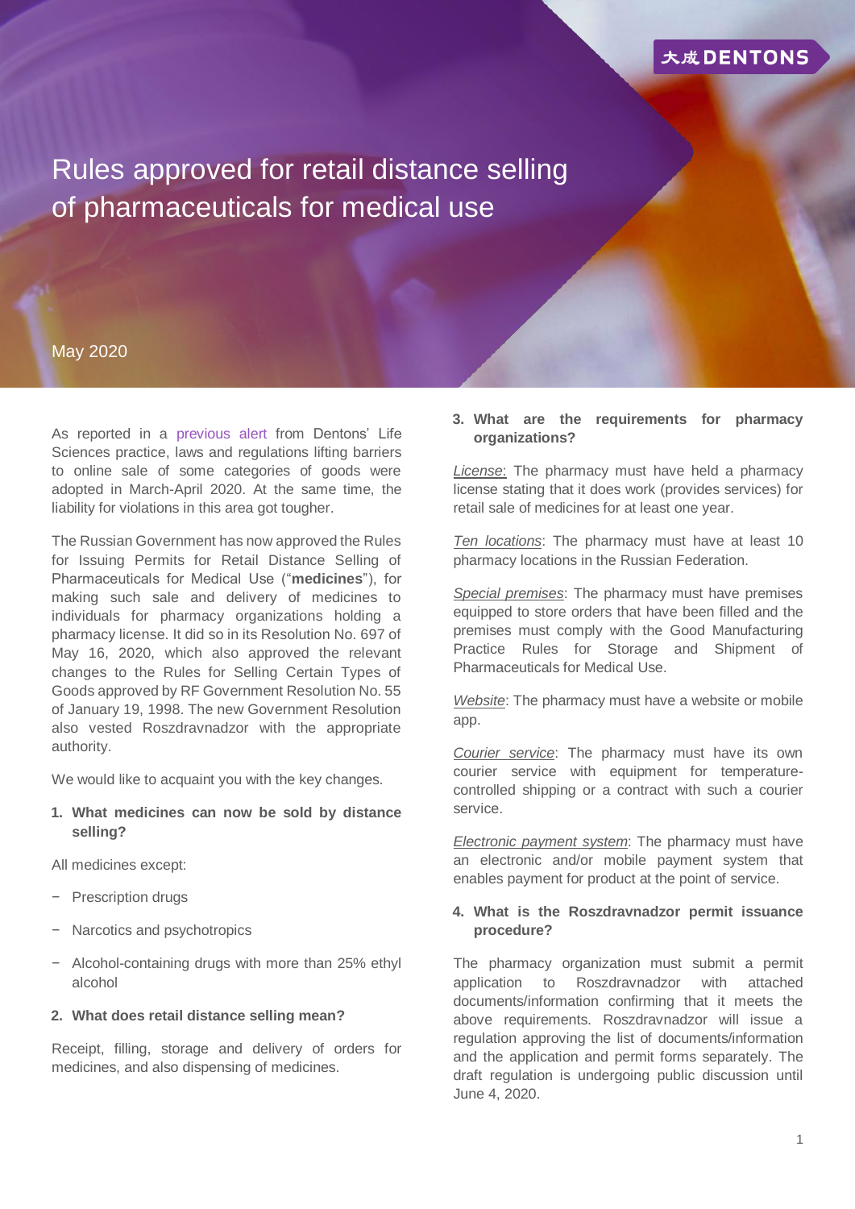# Rules approved for retail distance selling of pharmaceuticals for medical use

May 2020

As reported in a previous alert from Dentons' Life Sciences practice, laws and regulations lifting barriers to online sale of some categories of goods were adopted in March-April 2020. At the same time, the liability for violations in this area got tougher.

The Russian Government has now approved the Rules for Issuing Permits for Retail Distance Selling of Pharmaceuticals for Medical Use ("**medicines**"), for making such sale and delivery of medicines to individuals for pharmacy organizations holding a pharmacy license. It did so in its Resolution No. 697 of May 16, 2020, which also approved the relevant changes to the Rules for Selling Certain Types of Goods approved by RF Government Resolution No. 55 of January 19, 1998. The new Government Resolution also vested Roszdravnadzor with the appropriate authority.

We would like to acquaint you with the key changes.

**1. What medicines can now be sold by distance selling?**

All medicines except:

- Prescription drugs
- Narcotics and psychotropics
- Alcohol-containing drugs with more than 25% ethyl alcohol

**2. What does retail distance selling mean?**

Receipt, filling, storage and delivery of orders for medicines, and also dispensing of medicines.

**3. What are the requirements for pharmacy organizations?**

*License*: The pharmacy must have held a pharmacy license stating that it does work (provides services) for retail sale of medicines for at least one year.

*Ten locations*: The pharmacy must have at least 10 pharmacy locations in the Russian Federation.

*Special premises*: The pharmacy must have premises equipped to store orders that have been filled and the premises must comply with the Good Manufacturing Practice Rules for Storage and Shipment of Pharmaceuticals for Medical Use.

*Website*: The pharmacy must have a website or mobile app.

*Courier service*: The pharmacy must have its own courier service with equipment for temperature-controlled shipping or a contract with such a courier service.

*Electronic payment system*: The pharmacy must have an electronic and/or mobile payment system that enables payment for product at the point of service.

**4. What is the Roszdravnadzor permit issuance procedure?**

The pharmacy organization must submit a permit application to Roszdravnadzor with attached documents/information confirming that it meets the above requirements. Roszdravnadzor will issue a regulation approving the list of documents/information and the application and permit forms separately. The draft regulation is undergoing public discussion until June 4, 2020.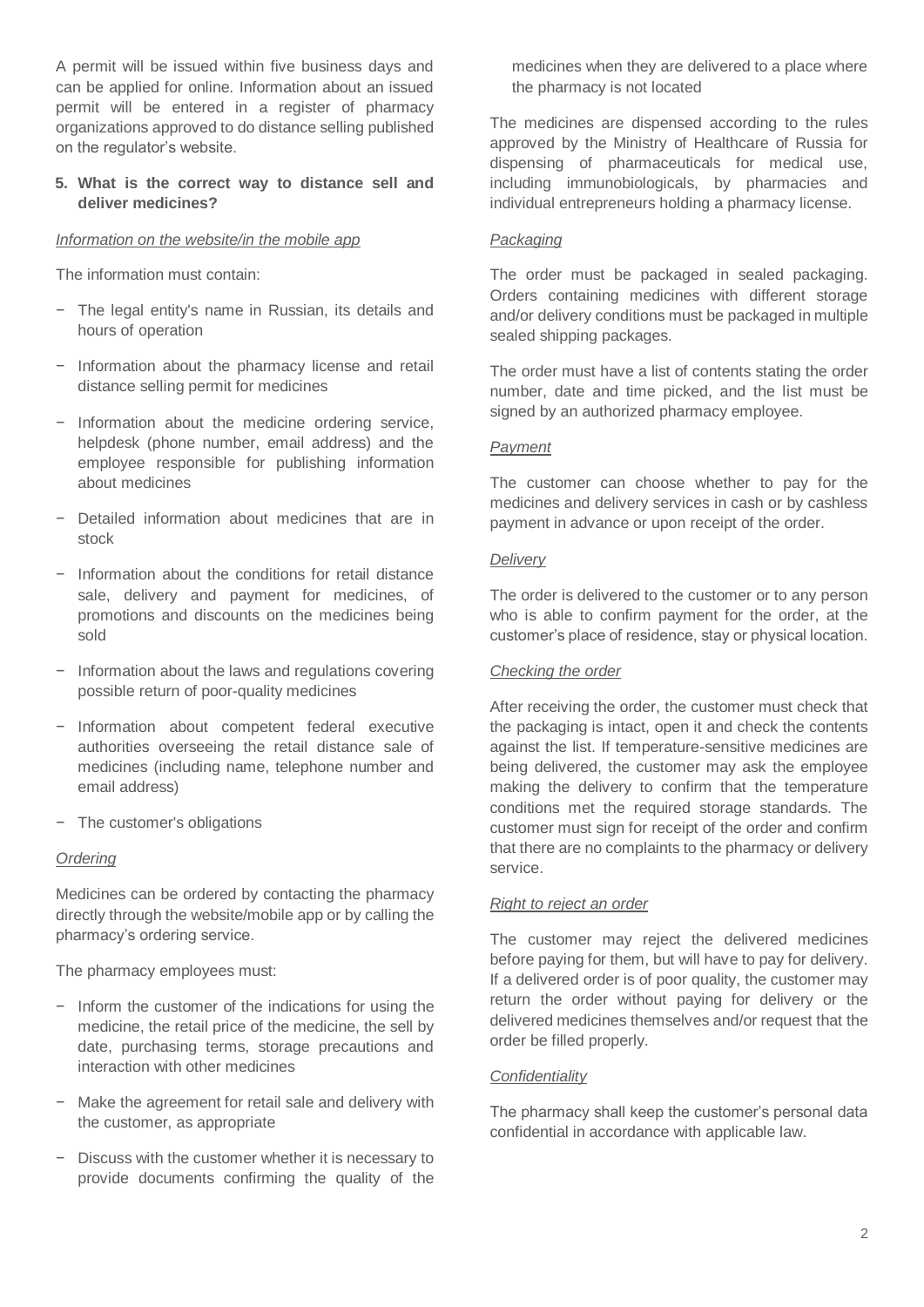A permit will be issued within five business days and can be applied for online. Information about an issued permit will be entered in a register of pharmacy organizations approved to do distance selling published on the regulator's website.

**5. What is the correct way to distance sell and deliver medicines?**

*Information on the website/in the mobile app*

The information must contain:

- The legal entity's name in Russian, its details and hours of operation
- Information about the pharmacy license and retail distance selling permit for medicines
- Information about the medicine ordering service, helpdesk (phone number, email address) and the employee responsible for publishing information about medicines
- Detailed information about medicines that are in stock
- Information about the conditions for retail distance sale, delivery and payment for medicines, of promotions and discounts on the medicines being sold
- Information about the laws and regulations covering possible return of poor-quality medicines
- Information about competent federal executive authorities overseeing the retail distance sale of medicines (including name, telephone number and email address)
- The customer's obligations

*Ordering*

Medicines can be ordered by contacting the pharmacy directly through the website/mobile app or by calling the pharmacy's ordering service.

The pharmacy employees must:

- Inform the customer of the indications for using the medicine, the retail price of the medicine, the sell by date, purchasing terms, storage precautions and interaction with other medicines
- Make the agreement for retail sale and delivery with the customer, as appropriate
- Discuss with the customer whether it is necessary to provide documents confirming the quality of the medicines when they are delivered to a place where the pharmacy is not located

The medicines are dispensed according to the rules approved by the Ministry of Healthcare of Russia for dispensing of pharmaceuticals for medical use, including immunobiologicals, by pharmacies and individual entrepreneurs holding a pharmacy license.

*Packaging*

The order must be packaged in sealed packaging. Orders containing medicines with different storage and/or delivery conditions must be packaged in multiple sealed shipping packages.

The order must have a list of contents stating the order number, date and time picked, and the list must be signed by an authorized pharmacy employee.

*Payment*

The customer can choose whether to pay for the medicines and delivery services in cash or by cashless payment in advance or upon receipt of the order.

*Delivery*

The order is delivered to the customer or to any person who is able to confirm payment for the order, at the customer's place of residence, stay or physical location.

*Checking the order*

After receiving the order, the customer must check that the packaging is intact, open it and check the contents against the list. If temperature-sensitive medicines are being delivered, the customer may ask the employee making the delivery to confirm that the temperature conditions met the required storage standards. The customer must sign for receipt of the order and confirm that there are no complaints to the pharmacy or delivery service.

*Right to reject an order*

The customer may reject the delivered medicines before paying for them, but will have to pay for delivery. If a delivered order is of poor quality, the customer may return the order without paying for delivery or the delivered medicines themselves and/or request that the order be filled properly.

*Confidentiality*

The pharmacy shall keep the customer's personal data confidential in accordance with applicable law.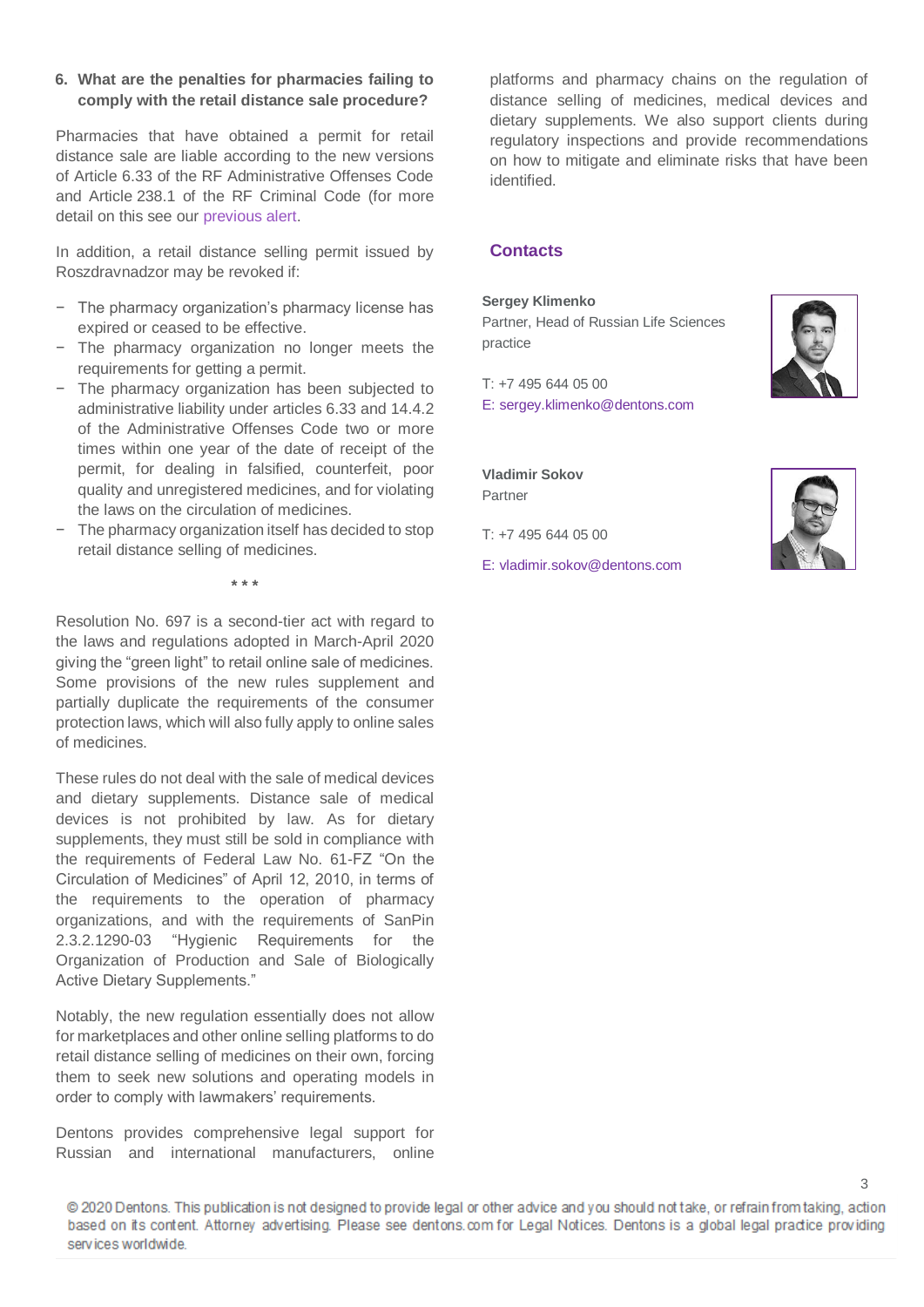**6. What are the penalties for pharmacies failing to comply with the retail distance sale procedure?**

Pharmacies that have obtained a permit for retail distance sale are liable according to the new versions of Article 6.33 of the RF Administrative Offenses Code and Article 238.1 of the RF Criminal Code (for more detail on this see our previous alert.

In addition, a retail distance selling permit issued by Roszdravnadzor may be revoked if:

- The pharmacy organization's pharmacy license has expired or ceased to be effective.
- The pharmacy organization no longer meets the requirements for getting a permit.
- The pharmacy organization has been subjected to administrative liability under articles 6.33 and 14.4.2 of the Administrative Offenses Code two or more times within one year of the date of receipt of the permit, for dealing in falsified, counterfeit, poor quality and unregistered medicines, and for violating the laws on the circulation of medicines.
- The pharmacy organization itself has decided to stop retail distance selling of medicines.

\* \* \*

Resolution No. 697 is a second-tier act with regard to the laws and regulations adopted in March-April 2020 giving the "green light" to retail online sale of medicines. Some provisions of the new rules supplement and partially duplicate the requirements of the consumer protection laws, which will also fully apply to online sales of medicines.

These rules do not deal with the sale of medical devices and dietary supplements. Distance sale of medical devices is not prohibited by law. As for dietary supplements, they must still be sold in compliance with the requirements of Federal Law No. 61-FZ "On the Circulation of Medicines" of April 12, 2010, in terms of the requirements to the operation of pharmacy organizations, and with the requirements of SanPin 2.3.2.1290-03 "Hygienic Requirements for the Organization of Production and Sale of Biologically Active Dietary Supplements."

Notably, the new regulation essentially does not allow for marketplaces and other online selling platforms to do retail distance selling of medicines on their own, forcing them to seek new solutions and operating models in order to comply with lawmakers' requirements.

Dentons provides comprehensive legal support for Russian and international manufacturers, online platforms and pharmacy chains on the regulation of distance selling of medicines, medical devices and dietary supplements. We also support clients during regulatory inspections and provide recommendations on how to mitigate and eliminate risks that have been identified.

## Contacts

**Sergey Klimenko**
Partner, Head of Russian Life Sciences practice

T: +7 495 644 05 00
E: sergey.klimenko@dentons.com

**Vladimir Sokov**
Partner

T: +7 495 644 05 00
E: vladimir.sokov@dentons.com

© 2020 Dentons. This publication is not designed to provide legal or other advice and you should not take, or refrain from taking, action based on its content. Attorney advertising. Please see dentons.com for Legal Notices. Dentons is a global legal practice providing services worldwide.